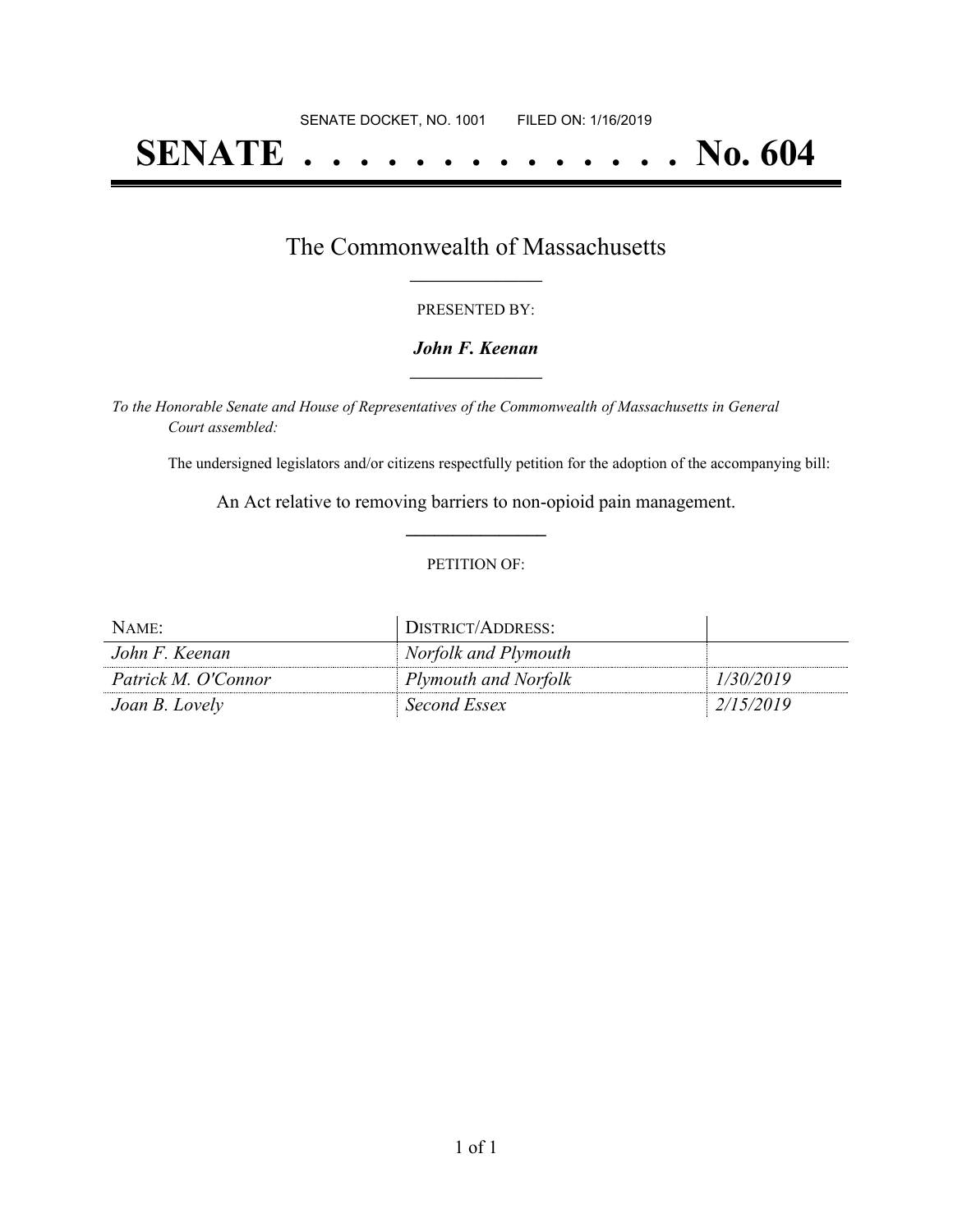SENATE DOCKET, NO. 1001        FILED ON: 1/16/2019

# SENATE . . . . . . . . . . . . . . No. 604

## The Commonwealth of Massachusetts

PRESENTED BY:

***John F. Keenan***

*To the Honorable Senate and House of Representatives of the Commonwealth of Massachusetts in General Court assembled:*

The undersigned legislators and/or citizens respectfully petition for the adoption of the accompanying bill:

An Act relative to removing barriers to non-opioid pain management.

PETITION OF:

| NAME: | DISTRICT/ADDRESS: | |
| --- | --- | --- |
| *John F. Keenan* | *Norfolk and Plymouth* | |
| *Patrick M. O'Connor* | *Plymouth and Norfolk* | *1/30/2019* |
| *Joan B. Lovely* | *Second Essex* | *2/15/2019* |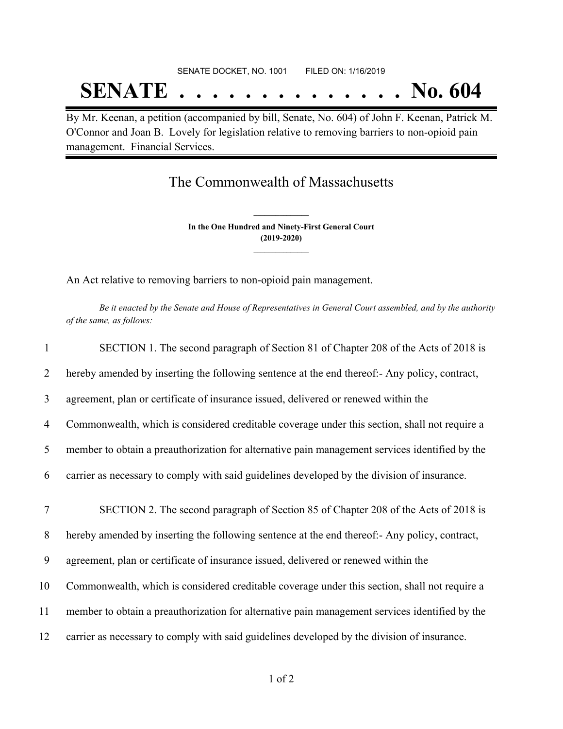SENATE DOCKET, NO. 1001 FILED ON: 1/16/2019

# SENATE . . . . . . . . . . . . . . No. 604

By Mr. Keenan, a petition (accompanied by bill, Senate, No. 604) of John F. Keenan, Patrick M. O'Connor and Joan B. Lovely for legislation relative to removing barriers to non-opioid pain management. Financial Services.

## The Commonwealth of Massachusetts

**In the One Hundred and Ninety-First General Court**
**(2019-2020)**

An Act relative to removing barriers to non-opioid pain management.

*Be it enacted by the Senate and House of Representatives in General Court assembled, and by the authority of the same, as follows:*

1 SECTION 1. The second paragraph of Section 81 of Chapter 208 of the Acts of 2018 is
2 hereby amended by inserting the following sentence at the end thereof:- Any policy, contract,
3 agreement, plan or certificate of insurance issued, delivered or renewed within the
4 Commonwealth, which is considered creditable coverage under this section, shall not require a
5 member to obtain a preauthorization for alternative pain management services identified by the
6 carrier as necessary to comply with said guidelines developed by the division of insurance.

7 SECTION 2. The second paragraph of Section 85 of Chapter 208 of the Acts of 2018 is
8 hereby amended by inserting the following sentence at the end thereof:- Any policy, contract,
9 agreement, plan or certificate of insurance issued, delivered or renewed within the
10 Commonwealth, which is considered creditable coverage under this section, shall not require a
11 member to obtain a preauthorization for alternative pain management services identified by the
12 carrier as necessary to comply with said guidelines developed by the division of insurance.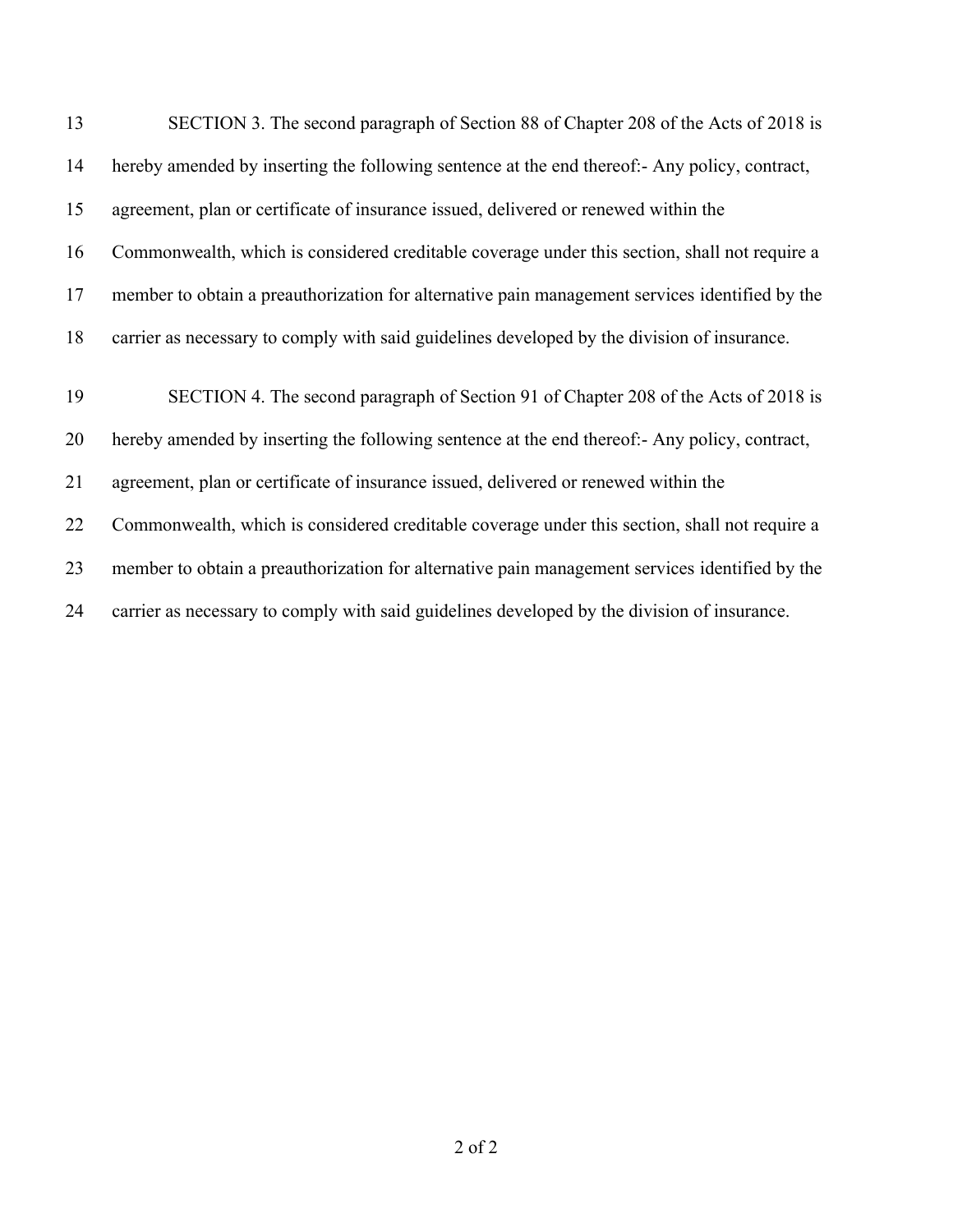SECTION 3. The second paragraph of Section 88 of Chapter 208 of the Acts of 2018 is hereby amended by inserting the following sentence at the end thereof:- Any policy, contract, agreement, plan or certificate of insurance issued, delivered or renewed within the Commonwealth, which is considered creditable coverage under this section, shall not require a member to obtain a preauthorization for alternative pain management services identified by the carrier as necessary to comply with said guidelines developed by the division of insurance.

SECTION 4. The second paragraph of Section 91 of Chapter 208 of the Acts of 2018 is hereby amended by inserting the following sentence at the end thereof:- Any policy, contract, agreement, plan or certificate of insurance issued, delivered or renewed within the Commonwealth, which is considered creditable coverage under this section, shall not require a member to obtain a preauthorization for alternative pain management services identified by the carrier as necessary to comply with said guidelines developed by the division of insurance.